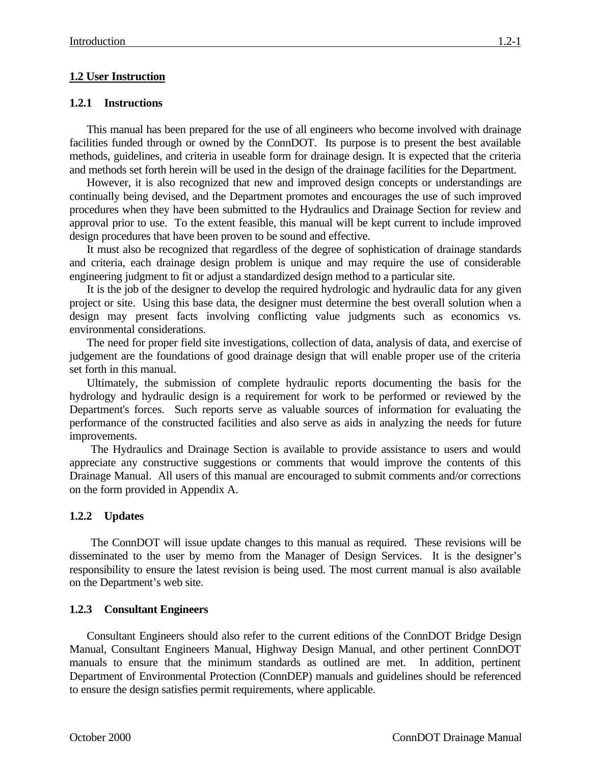## 1.2 User Instruction

### 1.2.1 Instructions

This manual has been prepared for the use of all engineers who become involved with drainage facilities funded through or owned by the ConnDOT. Its purpose is to present the best available methods, guidelines, and criteria in useable form for drainage design. It is expected that the criteria and methods set forth herein will be used in the design of the drainage facilities for the Department.

However, it is also recognized that new and improved design concepts or understandings are continually being devised, and the Department promotes and encourages the use of such improved procedures when they have been submitted to the Hydraulics and Drainage Section for review and approval prior to use. To the extent feasible, this manual will be kept current to include improved design procedures that have been proven to be sound and effective.

It must also be recognized that regardless of the degree of sophistication of drainage standards and criteria, each drainage design problem is unique and may require the use of considerable engineering judgment to fit or adjust a standardized design method to a particular site.

It is the job of the designer to develop the required hydrologic and hydraulic data for any given project or site. Using this base data, the designer must determine the best overall solution when a design may present facts involving conflicting value judgments such as economics vs. environmental considerations.

The need for proper field site investigations, collection of data, analysis of data, and exercise of judgement are the foundations of good drainage design that will enable proper use of the criteria set forth in this manual.

Ultimately, the submission of complete hydraulic reports documenting the basis for the hydrology and hydraulic design is a requirement for work to be performed or reviewed by the Department's forces. Such reports serve as valuable sources of information for evaluating the performance of the constructed facilities and also serve as aids in analyzing the needs for future improvements.

The Hydraulics and Drainage Section is available to provide assistance to users and would appreciate any constructive suggestions or comments that would improve the contents of this Drainage Manual. All users of this manual are encouraged to submit comments and/or corrections on the form provided in Appendix A.

### 1.2.2 Updates

The ConnDOT will issue update changes to this manual as required. These revisions will be disseminated to the user by memo from the Manager of Design Services. It is the designer’s responsibility to ensure the latest revision is being used. The most current manual is also available on the Department’s web site.

### 1.2.3 Consultant Engineers

Consultant Engineers should also refer to the current editions of the ConnDOT Bridge Design Manual, Consultant Engineers Manual, Highway Design Manual, and other pertinent ConnDOT manuals to ensure that the minimum standards as outlined are met. In addition, pertinent Department of Environmental Protection (ConnDEP) manuals and guidelines should be referenced to ensure the design satisfies permit requirements, where applicable.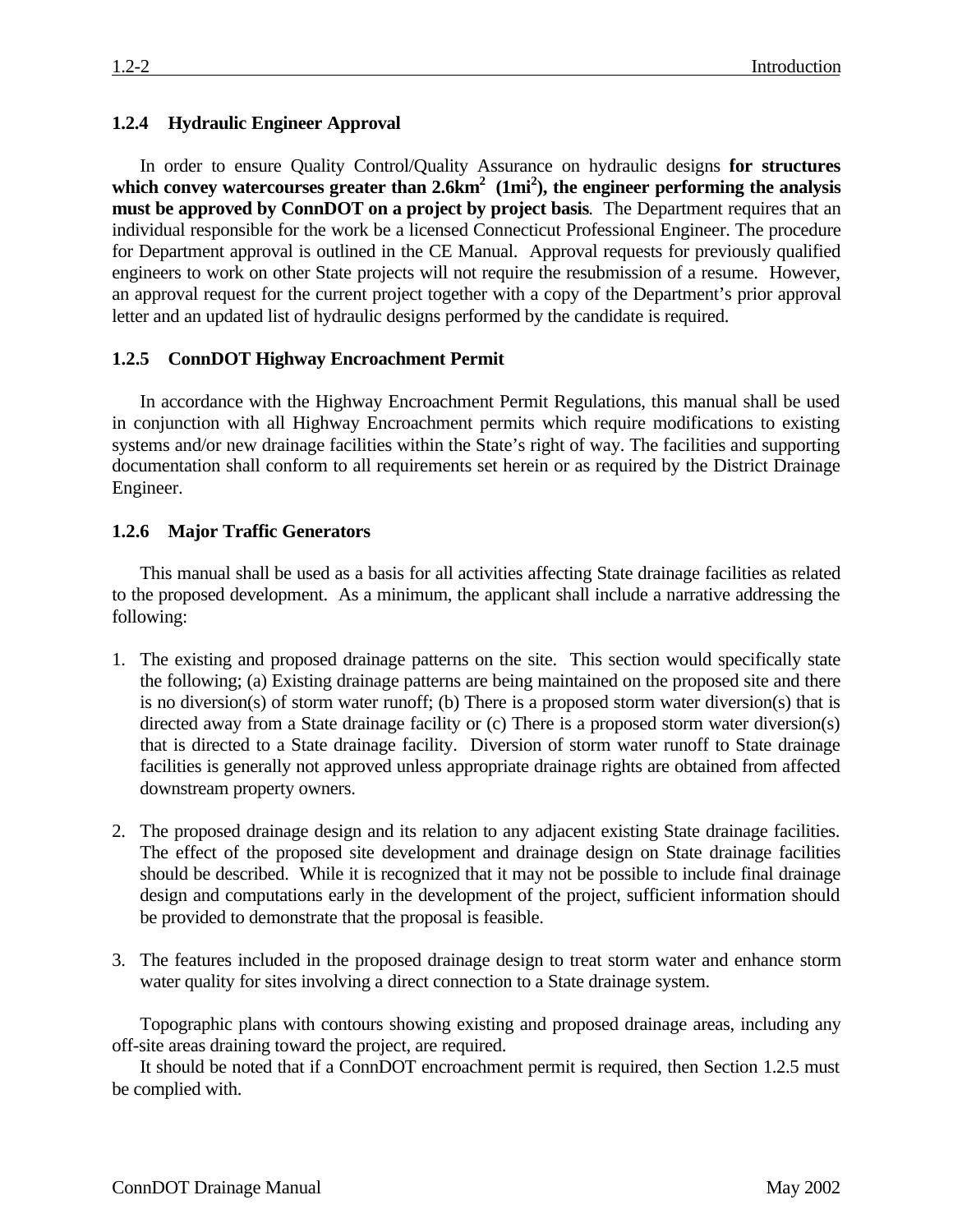### 1.2.4 Hydraulic Engineer Approval

In order to ensure Quality Control/Quality Assurance on hydraulic designs **for structures which convey watercourses greater than 2.6km$^2$ (1mi$^2$), the engineer performing the analysis must be approved by ConnDOT on a project by project basis**. The Department requires that an individual responsible for the work be a licensed Connecticut Professional Engineer. The procedure for Department approval is outlined in the CE Manual. Approval requests for previously qualified engineers to work on other State projects will not require the resubmission of a resume. However, an approval request for the current project together with a copy of the Department's prior approval letter and an updated list of hydraulic designs performed by the candidate is required.

### 1.2.5 ConnDOT Highway Encroachment Permit

In accordance with the Highway Encroachment Permit Regulations, this manual shall be used in conjunction with all Highway Encroachment permits which require modifications to existing systems and/or new drainage facilities within the State's right of way. The facilities and supporting documentation shall conform to all requirements set herein or as required by the District Drainage Engineer.

### 1.2.6 Major Traffic Generators

This manual shall be used as a basis for all activities affecting State drainage facilities as related to the proposed development. As a minimum, the applicant shall include a narrative addressing the following:

1. The existing and proposed drainage patterns on the site. This section would specifically state the following; (a) Existing drainage patterns are being maintained on the proposed site and there is no diversion(s) of storm water runoff; (b) There is a proposed storm water diversion(s) that is directed away from a State drainage facility or (c) There is a proposed storm water diversion(s) that is directed to a State drainage facility. Diversion of storm water runoff to State drainage facilities is generally not approved unless appropriate drainage rights are obtained from affected downstream property owners.

2. The proposed drainage design and its relation to any adjacent existing State drainage facilities. The effect of the proposed site development and drainage design on State drainage facilities should be described. While it is recognized that it may not be possible to include final drainage design and computations early in the development of the project, sufficient information should be provided to demonstrate that the proposal is feasible.

3. The features included in the proposed drainage design to treat storm water and enhance storm water quality for sites involving a direct connection to a State drainage system.

Topographic plans with contours showing existing and proposed drainage areas, including any off-site areas draining toward the project, are required.

It should be noted that if a ConnDOT encroachment permit is required, then Section 1.2.5 must be complied with.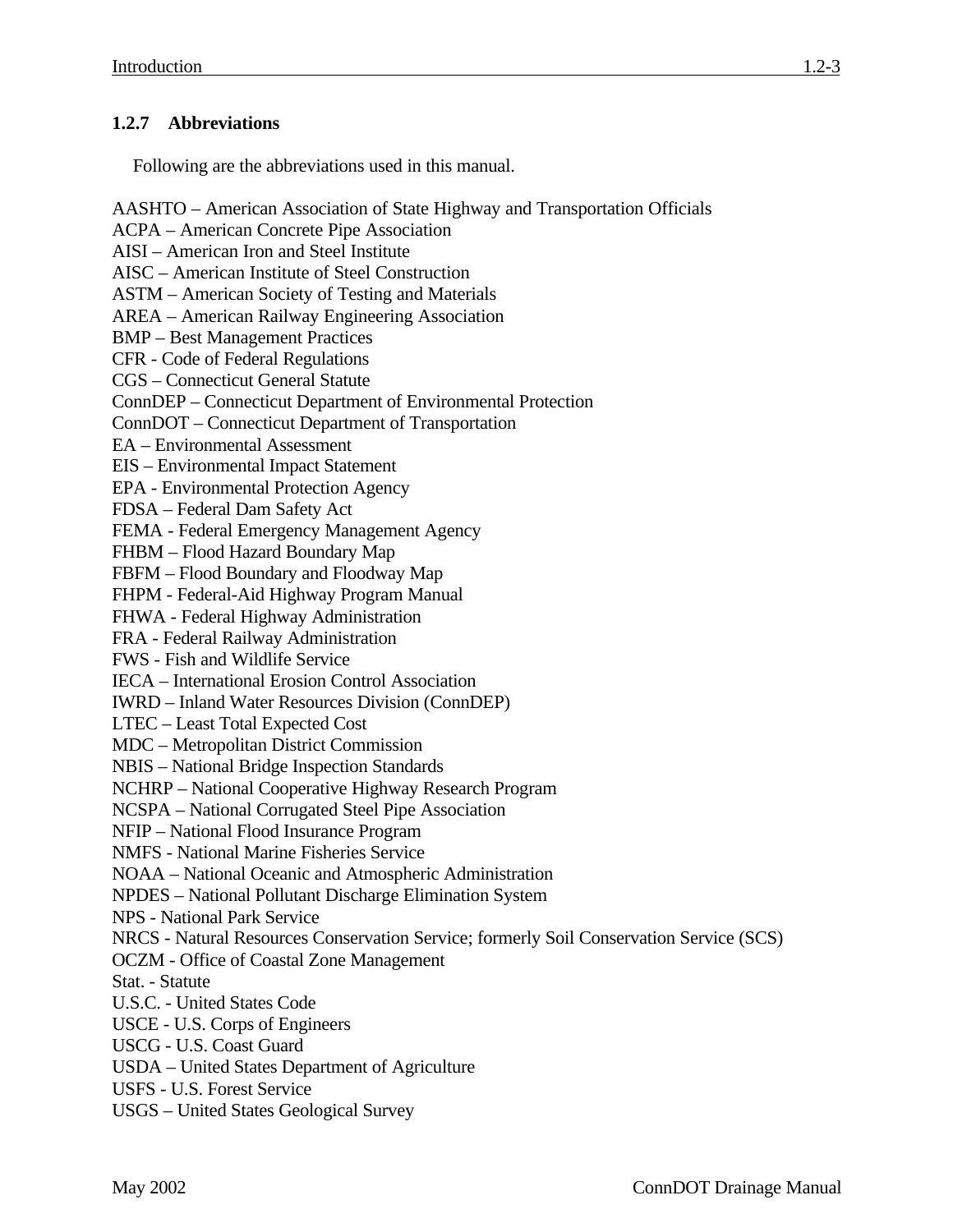### 1.2.7 Abbreviations

Following are the abbreviations used in this manual.

AASHTO – American Association of State Highway and Transportation Officials
ACPA – American Concrete Pipe Association
AISI – American Iron and Steel Institute
AISC – American Institute of Steel Construction
ASTM – American Society of Testing and Materials
AREA – American Railway Engineering Association
BMP – Best Management Practices
CFR - Code of Federal Regulations
CGS – Connecticut General Statute
ConnDEP – Connecticut Department of Environmental Protection
ConnDOT – Connecticut Department of Transportation
EA – Environmental Assessment
EIS – Environmental Impact Statement
EPA - Environmental Protection Agency
FDSA – Federal Dam Safety Act
FEMA - Federal Emergency Management Agency
FHBM – Flood Hazard Boundary Map
FBFM – Flood Boundary and Floodway Map
FHPM - Federal-Aid Highway Program Manual
FHWA - Federal Highway Administration
FRA - Federal Railway Administration
FWS - Fish and Wildlife Service
IECA – International Erosion Control Association
IWRD – Inland Water Resources Division (ConnDEP)
LTEC – Least Total Expected Cost
MDC – Metropolitan District Commission
NBIS – National Bridge Inspection Standards
NCHRP – National Cooperative Highway Research Program
NCSPA – National Corrugated Steel Pipe Association
NFIP – National Flood Insurance Program
NMFS - National Marine Fisheries Service
NOAA – National Oceanic and Atmospheric Administration
NPDES – National Pollutant Discharge Elimination System
NPS - National Park Service
NRCS - Natural Resources Conservation Service; formerly Soil Conservation Service (SCS)
OCZM - Office of Coastal Zone Management
Stat. - Statute
U.S.C. - United States Code
USCE - U.S. Corps of Engineers
USCG - U.S. Coast Guard
USDA – United States Department of Agriculture
USFS - U.S. Forest Service
USGS – United States Geological Survey